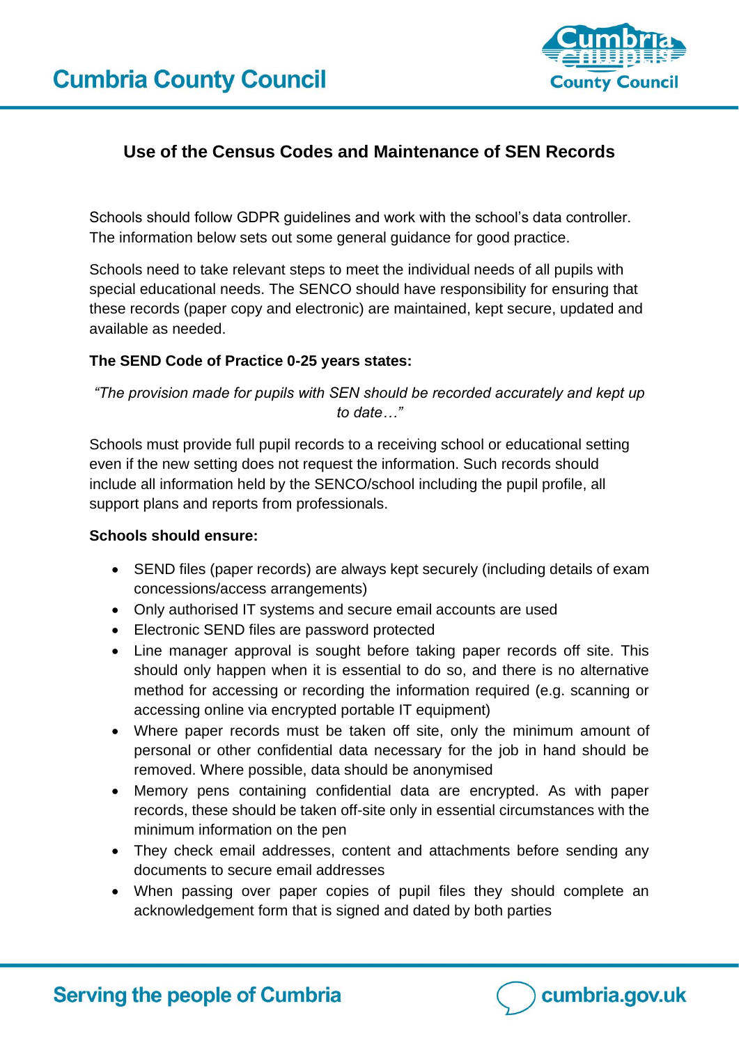# Use of the Census Codes and Maintenance of SEN Records

Schools should follow GDPR guidelines and work with the school's data controller. The information below sets out some general guidance for good practice.

Schools need to take relevant steps to meet the individual needs of all pupils with special educational needs. The SENCO should have responsibility for ensuring that these records (paper copy and electronic) are maintained, kept secure, updated and available as needed.

**The SEND Code of Practice 0-25 years states:**

*"The provision made for pupils with SEN should be recorded accurately and kept up to date…"*

Schools must provide full pupil records to a receiving school or educational setting even if the new setting does not request the information. Such records should include all information held by the SENCO/school including the pupil profile, all support plans and reports from professionals.

**Schools should ensure:**

- SEND files (paper records) are always kept securely (including details of exam concessions/access arrangements)
- Only authorised IT systems and secure email accounts are used
- Electronic SEND files are password protected
- Line manager approval is sought before taking paper records off site. This should only happen when it is essential to do so, and there is no alternative method for accessing or recording the information required (e.g. scanning or accessing online via encrypted portable IT equipment)
- Where paper records must be taken off site, only the minimum amount of personal or other confidential data necessary for the job in hand should be removed. Where possible, data should be anonymised
- Memory pens containing confidential data are encrypted. As with paper records, these should be taken off-site only in essential circumstances with the minimum information on the pen
- They check email addresses, content and attachments before sending any documents to secure email addresses
- When passing over paper copies of pupil files they should complete an acknowledgement form that is signed and dated by both parties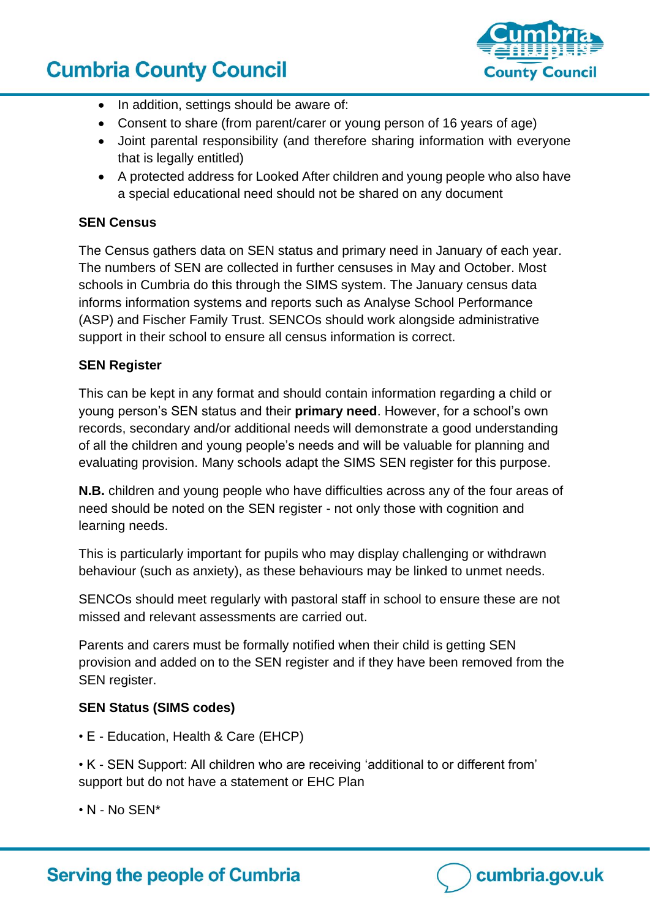- In addition, settings should be aware of:
- Consent to share (from parent/carer or young person of 16 years of age)
- Joint parental responsibility (and therefore sharing information with everyone that is legally entitled)
- A protected address for Looked After children and young people who also have a special educational need should not be shared on any document

**SEN Census**

The Census gathers data on SEN status and primary need in January of each year. The numbers of SEN are collected in further censuses in May and October. Most schools in Cumbria do this through the SIMS system. The January census data informs information systems and reports such as Analyse School Performance (ASP) and Fischer Family Trust. SENCOs should work alongside administrative support in their school to ensure all census information is correct.

**SEN Register**

This can be kept in any format and should contain information regarding a child or young person's SEN status and their **primary need**. However, for a school's own records, secondary and/or additional needs will demonstrate a good understanding of all the children and young people's needs and will be valuable for planning and evaluating provision. Many schools adapt the SIMS SEN register for this purpose.

**N.B.** children and young people who have difficulties across any of the four areas of need should be noted on the SEN register - not only those with cognition and learning needs.

This is particularly important for pupils who may display challenging or withdrawn behaviour (such as anxiety), as these behaviours may be linked to unmet needs.

SENCOs should meet regularly with pastoral staff in school to ensure these are not missed and relevant assessments are carried out.

Parents and carers must be formally notified when their child is getting SEN provision and added on to the SEN register and if they have been removed from the SEN register.

**SEN Status (SIMS codes)**

- E - Education, Health & Care (EHCP)
- K - SEN Support: All children who are receiving 'additional to or different from' support but do not have a statement or EHC Plan
- N - No SEN*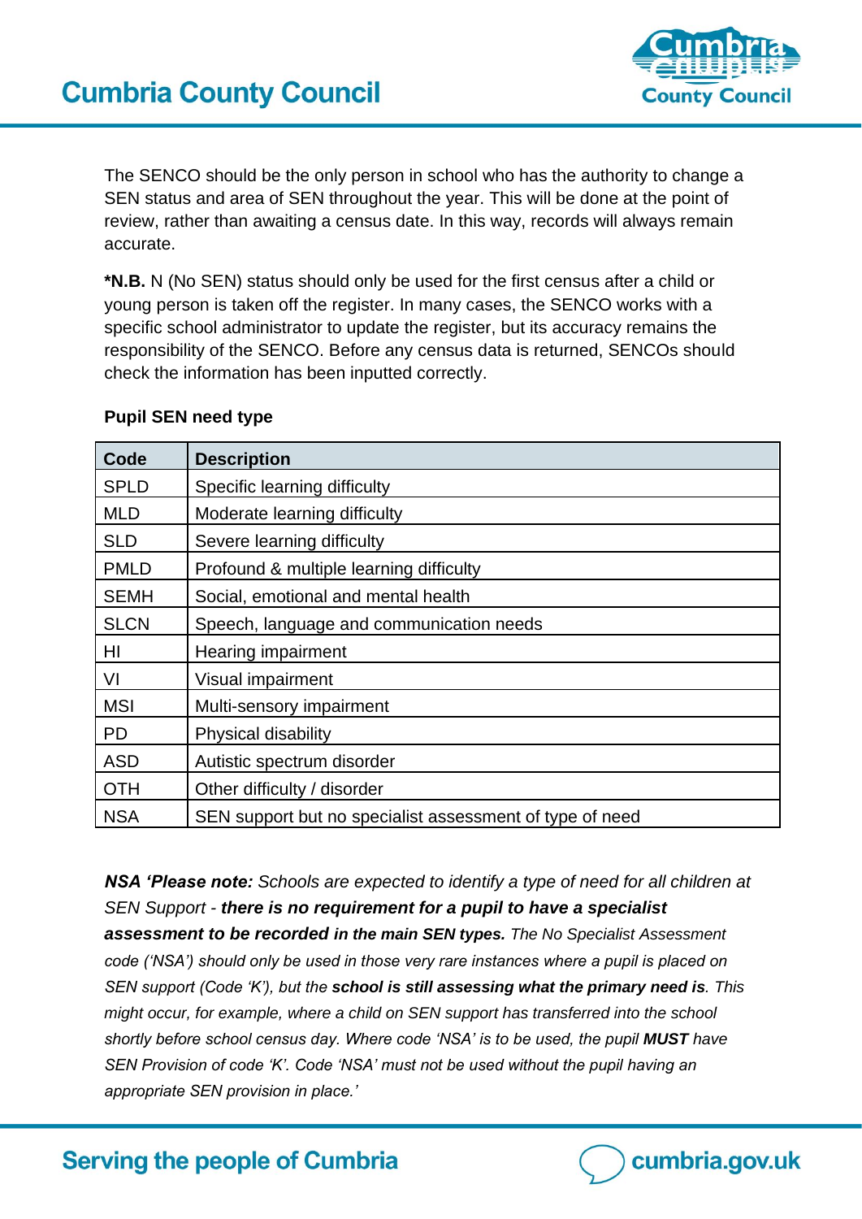The SENCO should be the only person in school who has the authority to change a SEN status and area of SEN throughout the year. This will be done at the point of review, rather than awaiting a census date. In this way, records will always remain accurate.

**\*N.B.** N (No SEN) status should only be used for the first census after a child or young person is taken off the register. In many cases, the SENCO works with a specific school administrator to update the register, but its accuracy remains the responsibility of the SENCO. Before any census data is returned, SENCOs should check the information has been inputted correctly.

**Pupil SEN need type**

| Code | Description |
| --- | --- |
| SPLD | Specific learning difficulty |
| MLD | Moderate learning difficulty |
| SLD | Severe learning difficulty |
| PMLD | Profound & multiple learning difficulty |
| SEMH | Social, emotional and mental health |
| SLCN | Speech, language and communication needs |
| HI | Hearing impairment |
| VI | Visual impairment |
| MSI | Multi-sensory impairment |
| PD | Physical disability |
| ASD | Autistic spectrum disorder |
| OTH | Other difficulty / disorder |
| NSA | SEN support but no specialist assessment of type of need |

***NSA 'Please note:*** *Schools are expected to identify a type of need for all children at SEN Support -* ***there is no requirement for a pupil to have a specialist assessment to be recorded in the main SEN types.*** *The No Specialist Assessment code ('NSA') should only be used in those very rare instances where a pupil is placed on SEN support (Code 'K'), but the* ***school is still assessing what the primary need is****. This might occur, for example, where a child on SEN support has transferred into the school shortly before school census day. Where code 'NSA' is to be used, the pupil* ***MUST*** *have SEN Provision of code 'K'. Code 'NSA' must not be used without the pupil having an appropriate SEN provision in place.'*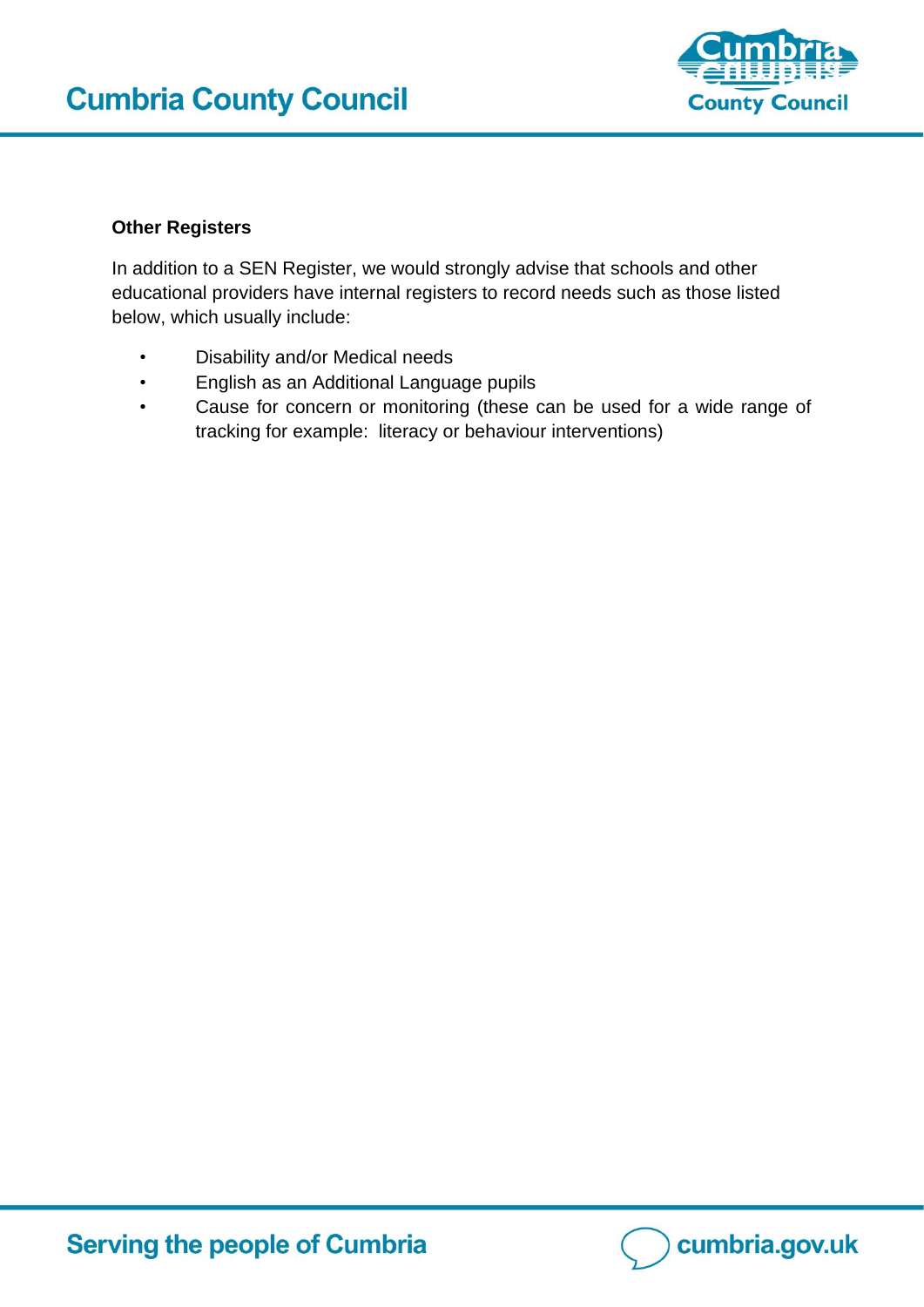**Other Registers**

In addition to a SEN Register, we would strongly advise that schools and other educational providers have internal registers to record needs such as those listed below, which usually include:

- Disability and/or Medical needs
- English as an Additional Language pupils
- Cause for concern or monitoring (these can be used for a wide range of tracking for example: literacy or behaviour interventions)